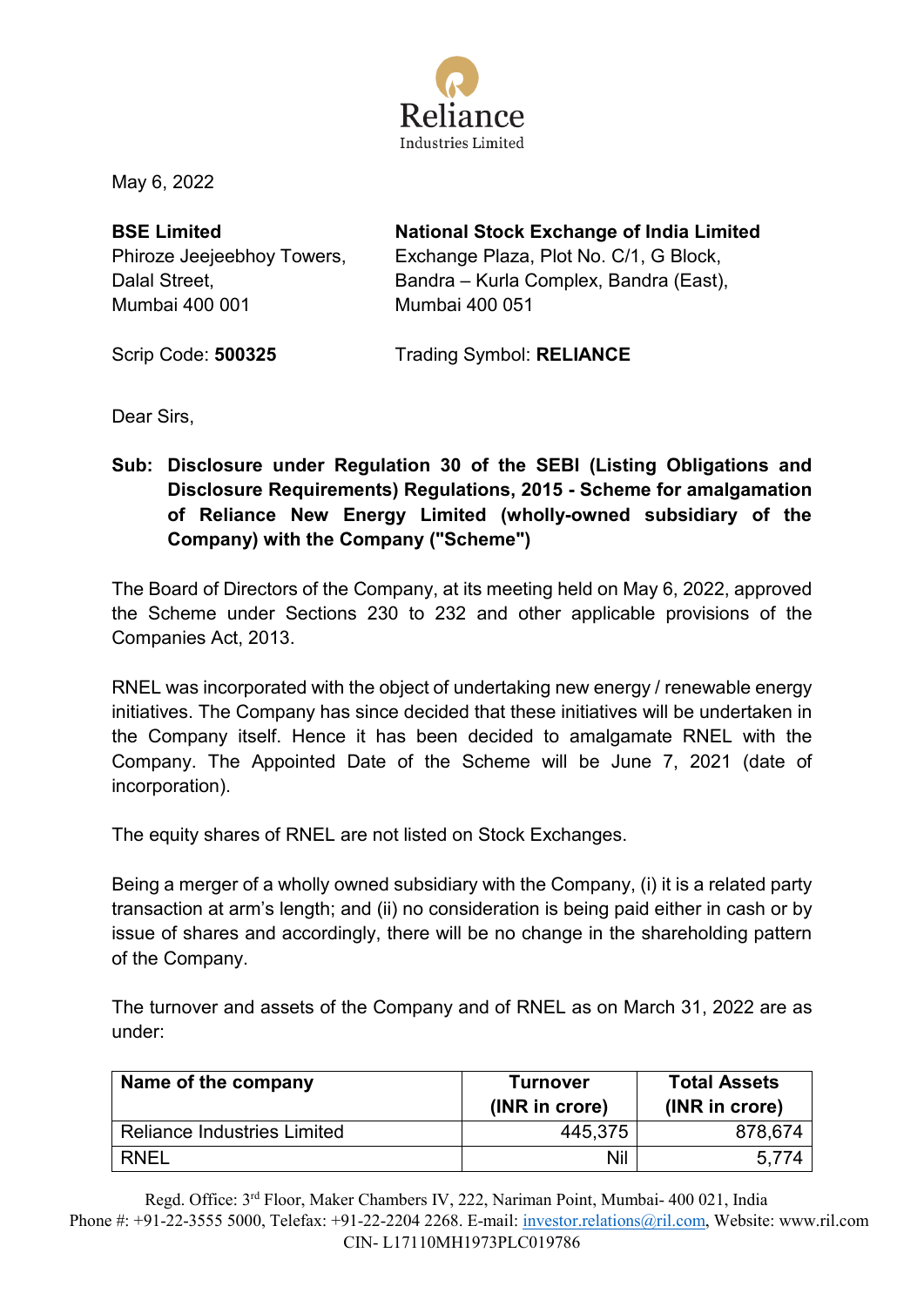May 6, 2022

**BSE Limited**
Phiroze Jeejeebhoy Towers,
Dalal Street,
Mumbai 400 001

Scrip Code: **500325**

**National Stock Exchange of India Limited**
Exchange Plaza, Plot No. C/1, G Block,
Bandra – Kurla Complex, Bandra (East),
Mumbai 400 051

Trading Symbol: **RELIANCE**

Dear Sirs,

**Sub: Disclosure under Regulation 30 of the SEBI (Listing Obligations and Disclosure Requirements) Regulations, 2015 - Scheme for amalgamation of Reliance New Energy Limited (wholly-owned subsidiary of the Company) with the Company ("Scheme")**

The Board of Directors of the Company, at its meeting held on May 6, 2022, approved the Scheme under Sections 230 to 232 and other applicable provisions of the Companies Act, 2013.

RNEL was incorporated with the object of undertaking new energy / renewable energy initiatives. The Company has since decided that these initiatives will be undertaken in the Company itself. Hence it has been decided to amalgamate RNEL with the Company. The Appointed Date of the Scheme will be June 7, 2021 (date of incorporation).

The equity shares of RNEL are not listed on Stock Exchanges.

Being a merger of a wholly owned subsidiary with the Company, (i) it is a related party transaction at arm's length; and (ii) no consideration is being paid either in cash or by issue of shares and accordingly, there will be no change in the shareholding pattern of the Company.

The turnover and assets of the Company and of RNEL as on March 31, 2022 are as under:

| Name of the company | Turnover (INR in crore) | Total Assets (INR in crore) |
|---|---:|---:|
| Reliance Industries Limited | 445,375 | 878,674 |
| RNEL | Nil | 5,774 |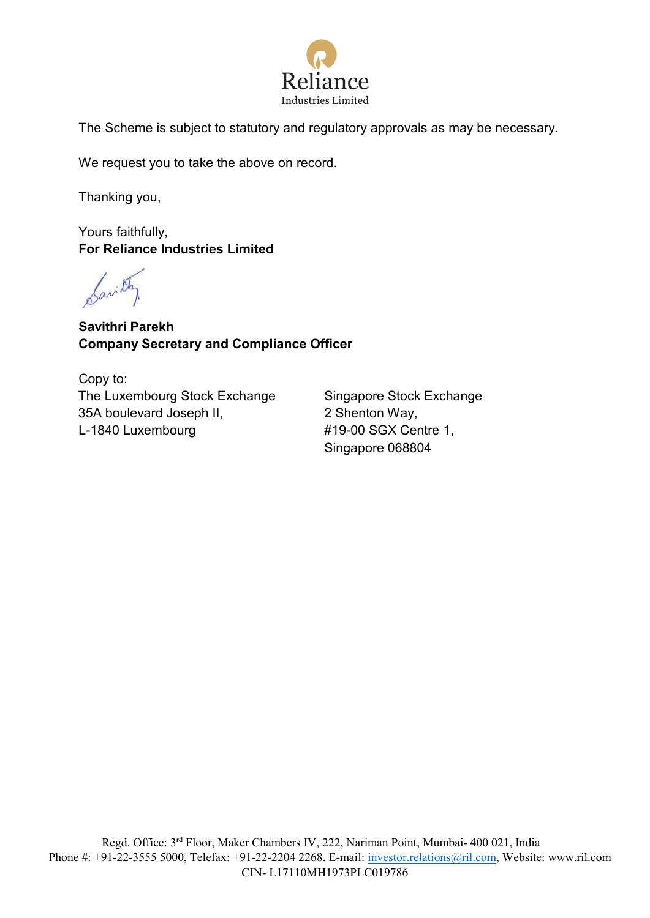The Scheme is subject to statutory and regulatory approvals as may be necessary.

We request you to take the above on record.

Thanking you,

Yours faithfully,
**For Reliance Industries Limited**

**Savithri Parekh**
**Company Secretary and Compliance Officer**

Copy to:

The Luxembourg Stock Exchange
35A boulevard Joseph II,
L-1840 Luxembourg

Singapore Stock Exchange
2 Shenton Way,
#19-00 SGX Centre 1,
Singapore 068804

Regd. Office: 3rd Floor, Maker Chambers IV, 222, Nariman Point, Mumbai- 400 021, India
Phone #: +91-22-3555 5000, Telefax: +91-22-2204 2268. E-mail: investor.relations@ril.com, Website: www.ril.com
CIN- L17110MH1973PLC019786